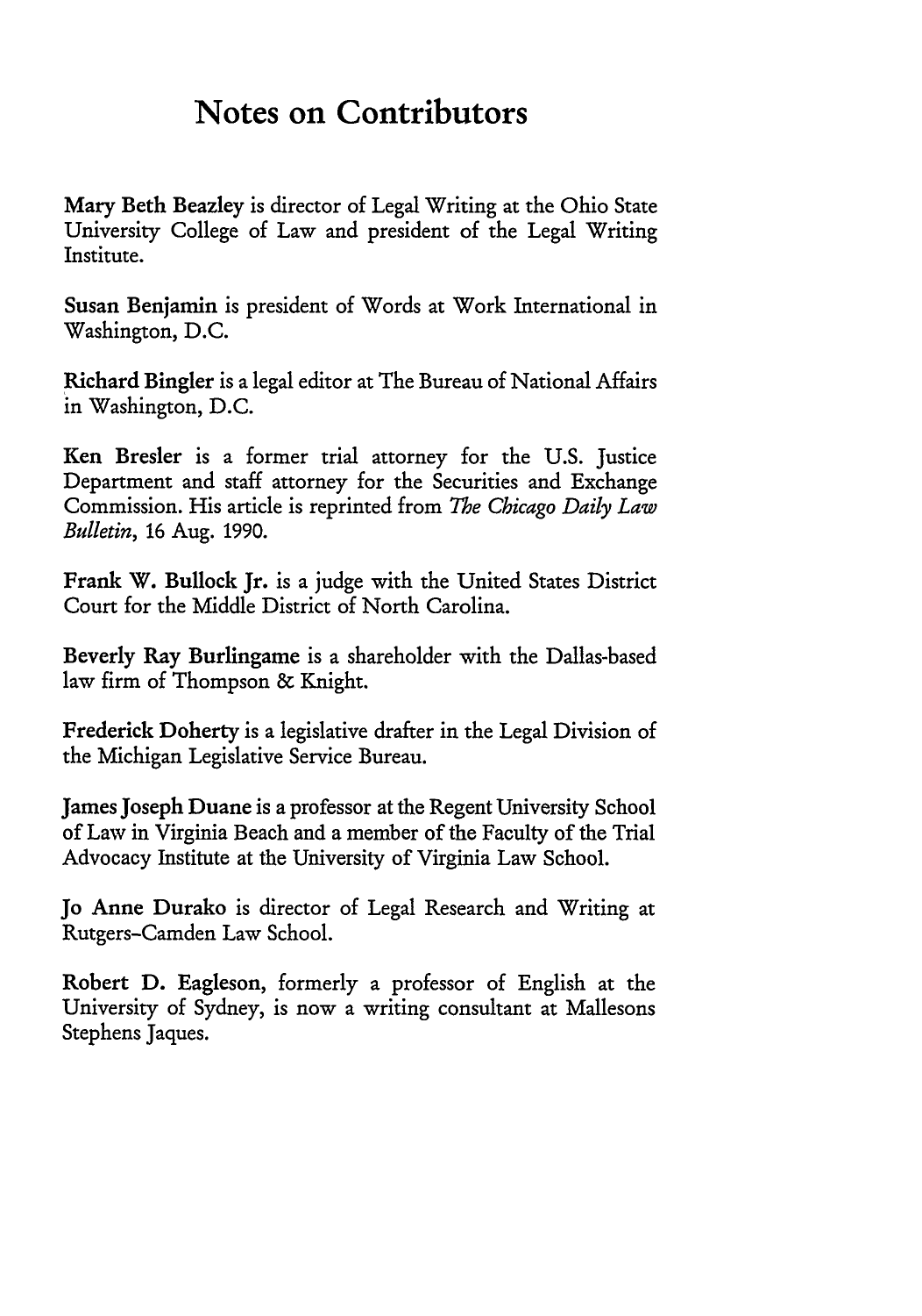# Notes on Contributors

**Mary Beth Beazley** is director of Legal Writing at the Ohio State University College of Law and president of the Legal Writing Institute.

**Susan Benjamin** is president of Words at Work International in Washington, D.C.

**Richard Bingler** is a legal editor at The Bureau of National Affairs in Washington, D.C.

**Ken Bresler** is a former trial attorney for the U.S. Justice Department and staff attorney for the Securities and Exchange Commission. His article is reprinted from *The Chicago Daily Law Bulletin*, 16 Aug. 1990.

**Frank W. Bullock Jr.** is a judge with the United States District Court for the Middle District of North Carolina.

**Beverly Ray Burlingame** is a shareholder with the Dallas-based law firm of Thompson & Knight.

**Frederick Doherty** is a legislative drafter in the Legal Division of the Michigan Legislative Service Bureau.

**James Joseph Duane** is a professor at the Regent University School of Law in Virginia Beach and a member of the Faculty of the Trial Advocacy Institute at the University of Virginia Law School.

**Jo Anne Durako** is director of Legal Research and Writing at Rutgers-Camden Law School.

**Robert D. Eagleson**, formerly a professor of English at the University of Sydney, is now a writing consultant at Mallesons Stephens Jaques.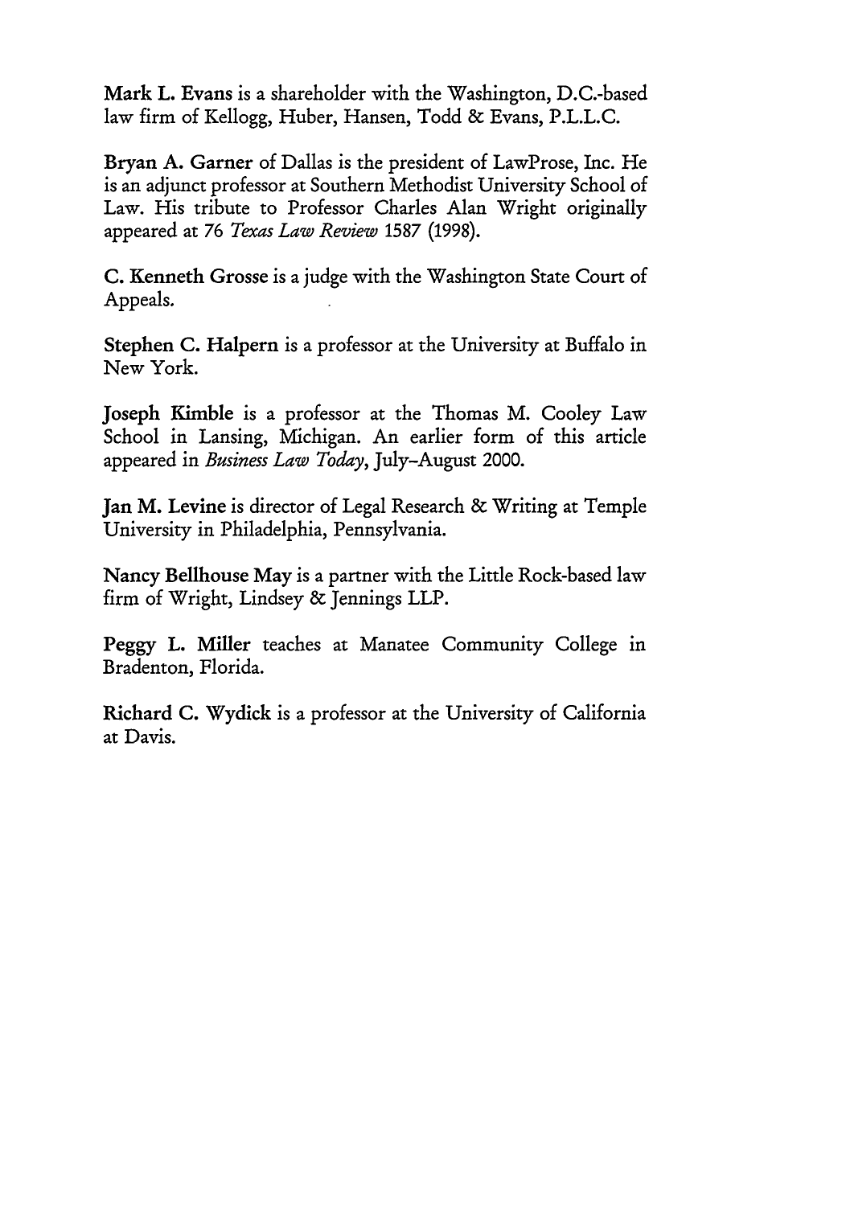**Mark L. Evans** is a shareholder with the Washington, D.C.-based law firm of Kellogg, Huber, Hansen, Todd & Evans, P.L.L.C.

**Bryan A. Garner** of Dallas is the president of LawProse, Inc. He is an adjunct professor at Southern Methodist University School of Law. His tribute to Professor Charles Alan Wright originally appeared at 76 *Texas Law Review* 1587 (1998).

**C. Kenneth Grosse** is a judge with the Washington State Court of Appeals.

**Stephen C. Halpern** is a professor at the University at Buffalo in New York.

**Joseph Kimble** is a professor at the Thomas M. Cooley Law School in Lansing, Michigan. An earlier form of this article appeared in *Business Law Today*, July–August 2000.

**Jan M. Levine** is director of Legal Research & Writing at Temple University in Philadelphia, Pennsylvania.

**Nancy Bellhouse May** is a partner with the Little Rock-based law firm of Wright, Lindsey & Jennings LLP.

**Peggy L. Miller** teaches at Manatee Community College in Bradenton, Florida.

**Richard C. Wydick** is a professor at the University of California at Davis.